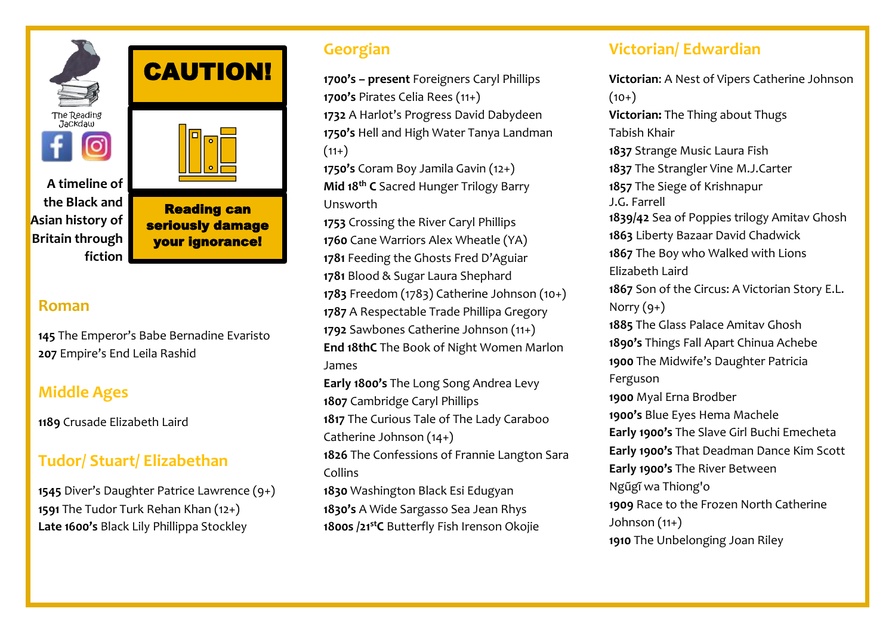The Reading Jackdaw

**A timeline of the Black and Asian history of Britain through fiction**

**CAUTION!**

**Reading can seriously damage your ignorance!**

## Roman

**145** The Emperor's Babe Bernadine Evaristo
**207** Empire's End Leila Rashid

## Middle Ages

**1189** Crusade Elizabeth Laird

## Tudor/ Stuart/ Elizabethan

**1545** Diver's Daughter Patrice Lawrence (9+)
**1591** The Tudor Turk Rehan Khan (12+)
**Late 1600's** Black Lily Phillippa Stockley

## Georgian

**1700's – present** Foreigners Caryl Phillips
**1700's** Pirates Celia Rees (11+)
**1732** A Harlot's Progress David Dabydeen
**1750's** Hell and High Water Tanya Landman (11+)
**1750's** Coram Boy Jamila Gavin (12+)
**Mid 18th C** Sacred Hunger Trilogy Barry Unsworth
**1753** Crossing the River Caryl Phillips
**1760** Cane Warriors Alex Wheatle (YA)
**1781** Feeding the Ghosts Fred D'Aguiar
**1781** Blood & Sugar Laura Shephard
**1783** Freedom (1783) Catherine Johnson (10+)
**1787** A Respectable Trade Phillipa Gregory
**1792** Sawbones Catherine Johnson (11+)
**End 18thC** The Book of Night Women Marlon James
**Early 1800's** The Long Song Andrea Levy
**1807** Cambridge Caryl Phillips
**1817** The Curious Tale of The Lady Caraboo Catherine Johnson (14+)
**1826** The Confessions of Frannie Langton Sara Collins
**1830** Washington Black Esi Edugyan
**1830's** A Wide Sargasso Sea Jean Rhys
**1800s /21stC** Butterfly Fish Irenson Okojie

## Victorian/ Edwardian

**Victorian:** A Nest of Vipers Catherine Johnson (10+)
**Victorian:** The Thing about Thugs Tabish Khair
**1837** Strange Music Laura Fish
**1837** The Strangler Vine M.J.Carter
**1857** The Siege of Krishnapur J.G. Farrell
**1839/42** Sea of Poppies trilogy Amitav Ghosh
**1863** Liberty Bazaar David Chadwick
**1867** The Boy who Walked with Lions Elizabeth Laird
**1867** Son of the Circus: A Victorian Story E.L. Norry (9+)
**1885** The Glass Palace Amitav Ghosh
**1890's** Things Fall Apart Chinua Achebe
**1900** The Midwife's Daughter Patricia Ferguson
**1900** Myal Erna Brodber
**1900's** Blue Eyes Hema Machele
**Early 1900's** The Slave Girl Buchi Emecheta
**Early 1900's** That Deadman Dance Kim Scott
**Early 1900's** The River Between Ngũgĩ wa Thiong'o
**1909** Race to the Frozen North Catherine Johnson (11+)
**1910** The Unbelonging Joan Riley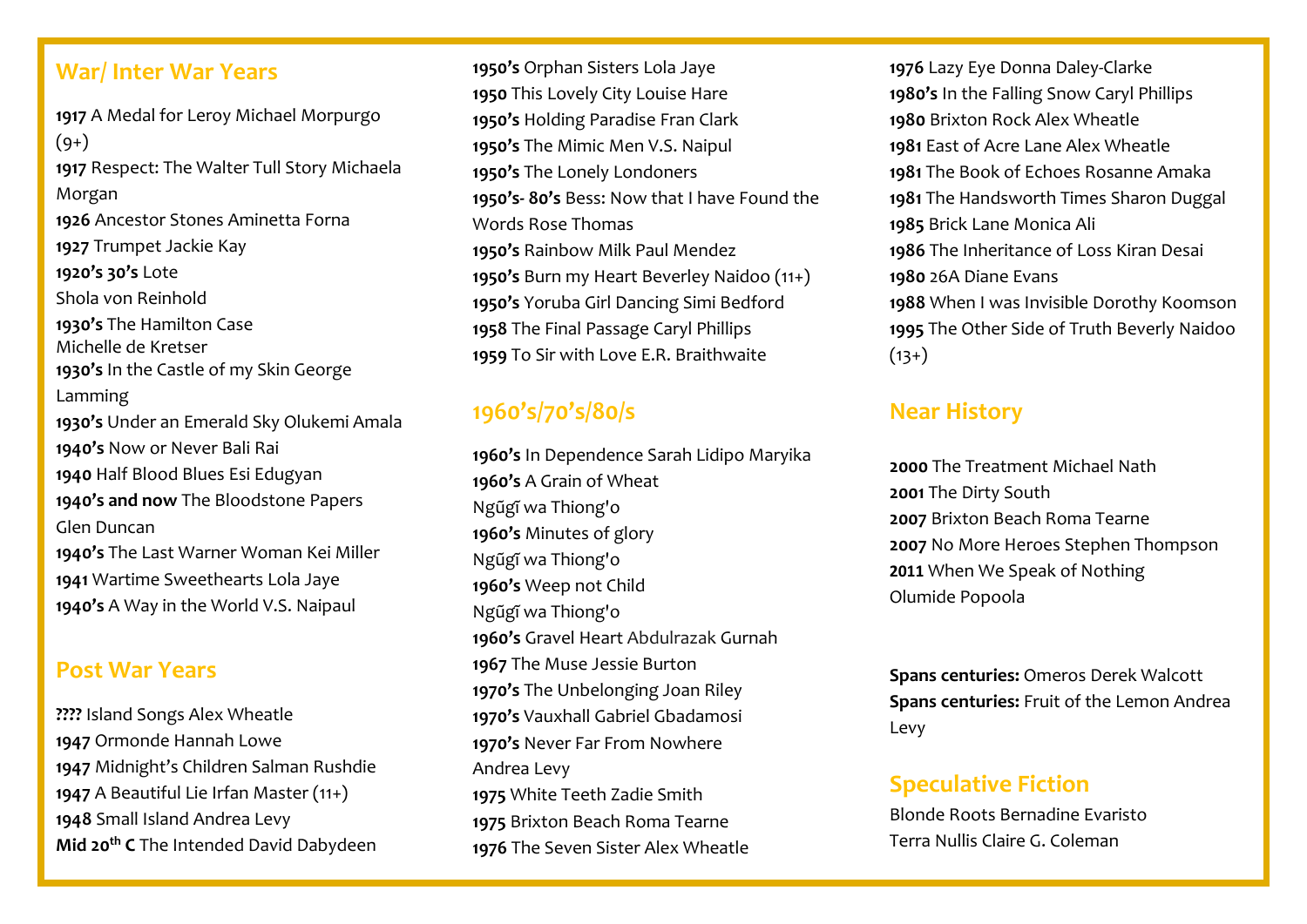## War/ Inter War Years

**1917** A Medal for Leroy Michael Morpurgo (9+)
**1917** Respect: The Walter Tull Story Michaela Morgan
**1926** Ancestor Stones Aminetta Forna
**1927** Trumpet Jackie Kay
**1920's 30's** Lote Shola von Reinhold
**1930's** The Hamilton Case Michelle de Kretser
**1930's** In the Castle of my Skin George Lamming
**1930's** Under an Emerald Sky Olukemi Amala
**1940's** Now or Never Bali Rai
**1940** Half Blood Blues Esi Edugyan
**1940's and now** The Bloodstone Papers Glen Duncan
**1940's** The Last Warner Woman Kei Miller
**1941** Wartime Sweethearts Lola Jaye
**1940's** A Way in the World V.S. Naipaul

## Post War Years

**????** Island Songs Alex Wheatle
**1947** Ormonde Hannah Lowe
**1947** Midnight's Children Salman Rushdie
**1947** A Beautiful Lie Irfan Master (11+)
**1948** Small Island Andrea Levy
**Mid 20th C** The Intended David Dabydeen
**1950's** Orphan Sisters Lola Jaye
**1950** This Lovely City Louise Hare
**1950's** Holding Paradise Fran Clark
**1950's** The Mimic Men V.S. Naipul
**1950's** The Lonely Londoners
**1950's- 80's** Bess: Now that I have Found the Words Rose Thomas
**1950's** Rainbow Milk Paul Mendez
**1950's** Burn my Heart Beverley Naidoo (11+)
**1950's** Yoruba Girl Dancing Simi Bedford
**1958** The Final Passage Caryl Phillips
**1959** To Sir with Love E.R. Braithwaite

## 1960's/70's/80/s

**1960's** In Dependence Sarah Lidipo Maryika
**1960's** A Grain of Wheat Ngũgĩ wa Thiong'o
**1960's** Minutes of glory Ngũgĩ wa Thiong'o
**1960's** Weep not Child Ngũgĩ wa Thiong'o
**1960's** Gravel Heart Abdulrazak Gurnah
**1967** The Muse Jessie Burton
**1970's** The Unbelonging Joan Riley
**1970's** Vauxhall Gabriel Gbadamosi
**1970's** Never Far From Nowhere Andrea Levy
**1975** White Teeth Zadie Smith
**1975** Brixton Beach Roma Tearne
**1976** The Seven Sister Alex Wheatle
**1976** Lazy Eye Donna Daley-Clarke
**1980's** In the Falling Snow Caryl Phillips
**1980** Brixton Rock Alex Wheatle
**1981** East of Acre Lane Alex Wheatle
**1981** The Book of Echoes Rosanne Amaka
**1981** The Handsworth Times Sharon Duggal
**1985** Brick Lane Monica Ali
**1986** The Inheritance of Loss Kiran Desai
**1980** 26A Diane Evans
**1988** When I was Invisible Dorothy Koomson
**1995** The Other Side of Truth Beverly Naidoo (13+)

## Near History

**2000** The Treatment Michael Nath
**2001** The Dirty South
**2007** Brixton Beach Roma Tearne
**2007** No More Heroes Stephen Thompson
**2011** When We Speak of Nothing Olumide Popoola

**Spans centuries:** Omeros Derek Walcott
**Spans centuries:** Fruit of the Lemon Andrea Levy

## Speculative Fiction

Blonde Roots Bernadine Evaristo
Terra Nullis Claire G. Coleman